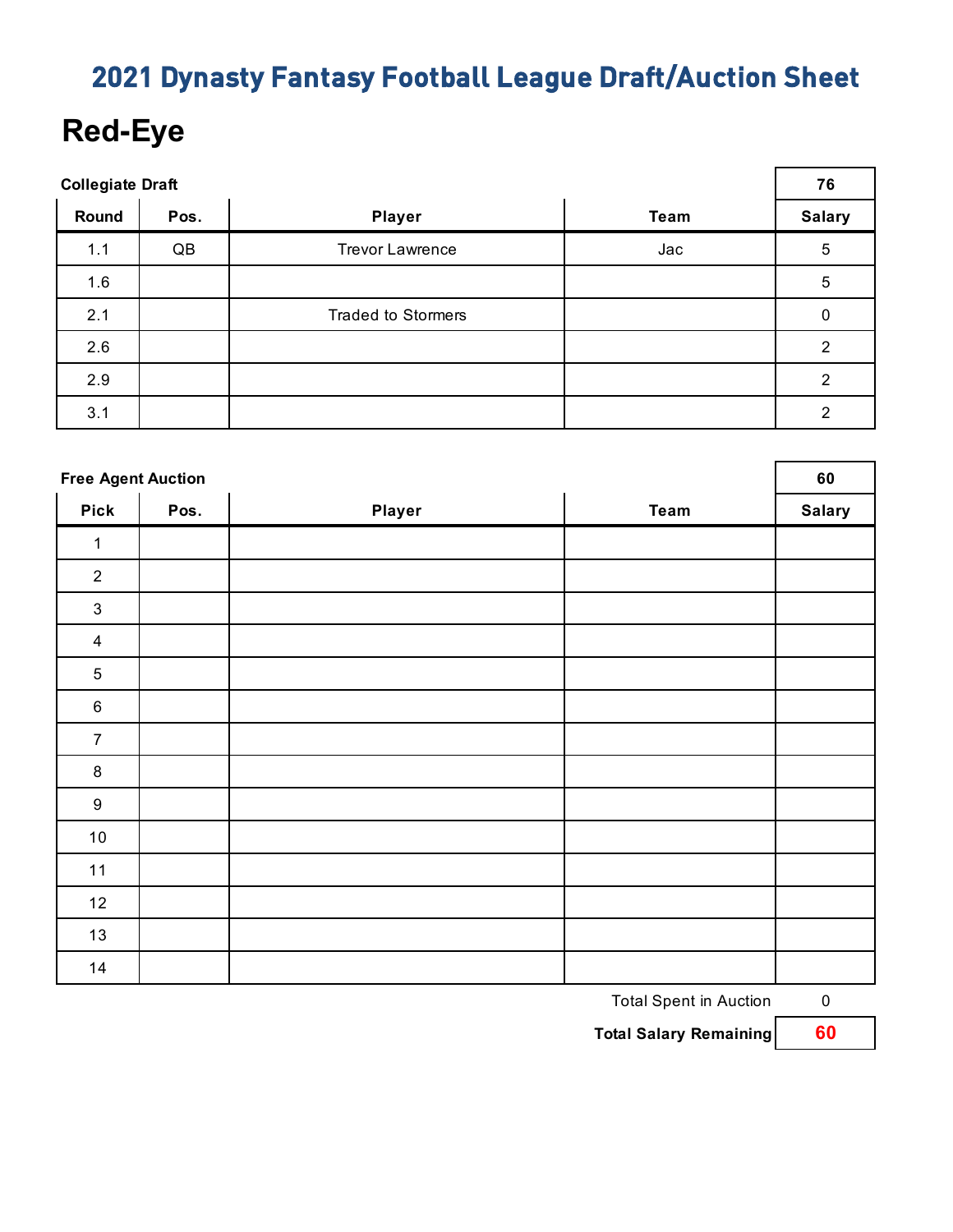# 2021 Dynasty Fantasy Football League Draft/Auction Sheet

## Red-Eye

**Collegiate Draft**

| Round | Pos. | Player | Team | 76<br>Salary |
|---|---|---|---|---|
| 1.1 | QB | Trevor Lawrence | Jac | 5 |
| 1.6 | | | | 5 |
| 2.1 | | Traded to Stormers | | 0 |
| 2.6 | | | | 2 |
| 2.9 | | | | 2 |
| 3.1 | | | | 2 |

**Free Agent Auction**

| Pick | Pos. | Player | Team | 60<br>Salary |
|---|---|---|---|---|
| 1 | | | | |
| 2 | | | | |
| 3 | | | | |
| 4 | | | | |
| 5 | | | | |
| 6 | | | | |
| 7 | | | | |
| 8 | | | | |
| 9 | | | | |
| 10 | | | | |
| 11 | | | | |
| 12 | | | | |
| 13 | | | | |
| 14 | | | | |

Total Spent in Auction: 0

**Total Salary Remaining: 60**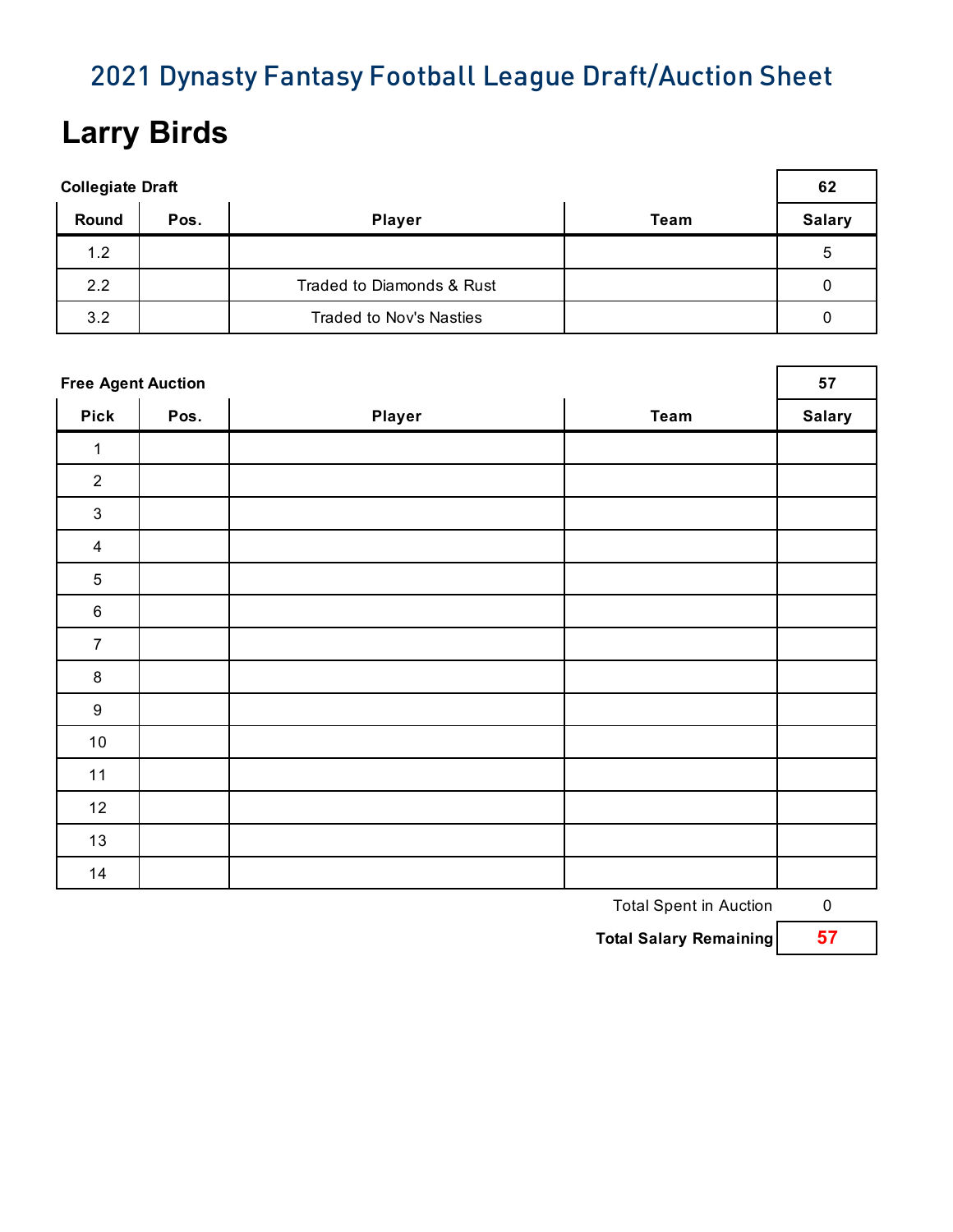# 2021 Dynasty Fantasy Football League Draft/Auction Sheet

## Larry Birds

**Collegiate Draft**

| Round | Pos. | Player | Team | Salary |
|---|---|---|---|---|
| | | | | 62 |
| 1.2 | | | | 5 |
| 2.2 | | Traded to Diamonds & Rust | | 0 |
| 3.2 | | Traded to Nov's Nasties | | 0 |

**Free Agent Auction**

| Pick | Pos. | Player | Team | Salary |
|---|---|---|---|---|
| | | | | 57 |
| 1 | | | | |
| 2 | | | | |
| 3 | | | | |
| 4 | | | | |
| 5 | | | | |
| 6 | | | | |
| 7 | | | | |
| 8 | | | | |
| 9 | | | | |
| 10 | | | | |
| 11 | | | | |
| 12 | | | | |
| 13 | | | | |
| 14 | | | | |

Total Spent in Auction: 0

**Total Salary Remaining: 57**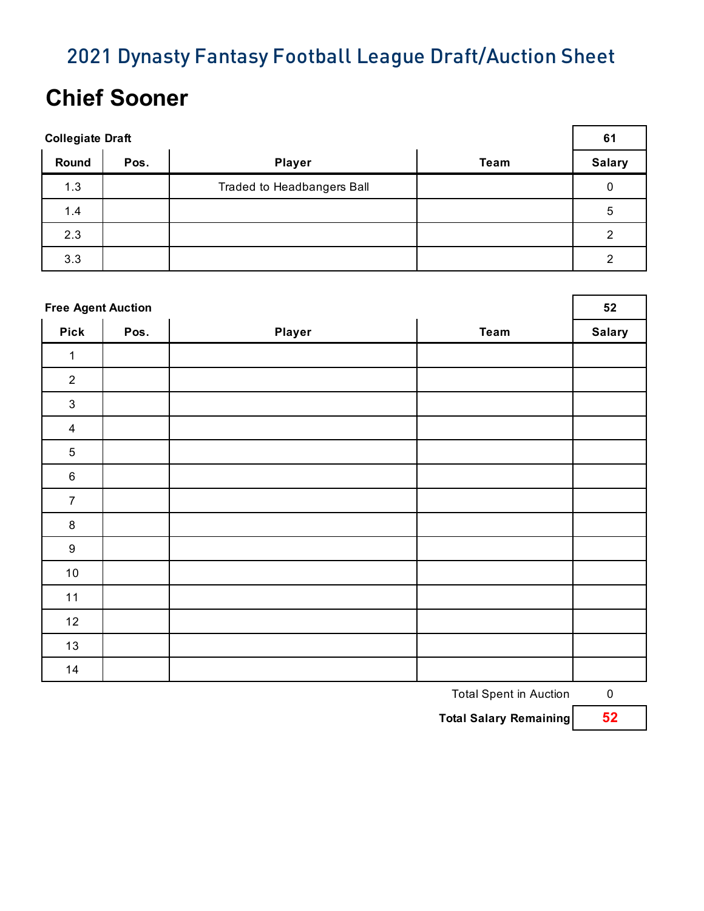# 2021 Dynasty Fantasy Football League Draft/Auction Sheet

## Chief Sooner

**Collegiate Draft**

| Round | Pos. | Player | Team | Salary |
|---|---|---|---|---|
| | | | | **61** |
| 1.3 | | Traded to Headbangers Ball | | 0 |
| 1.4 | | | | 5 |
| 2.3 | | | | 2 |
| 3.3 | | | | 2 |

**Free Agent Auction**

| Pick | Pos. | Player | Team | Salary |
|---|---|---|---|---|
| | | | | **52** |
| 1 | | | | |
| 2 | | | | |
| 3 | | | | |
| 4 | | | | |
| 5 | | | | |
| 6 | | | | |
| 7 | | | | |
| 8 | | | | |
| 9 | | | | |
| 10 | | | | |
| 11 | | | | |
| 12 | | | | |
| 13 | | | | |
| 14 | | | | |

Total Spent in Auction: 0

**Total Salary Remaining: 52**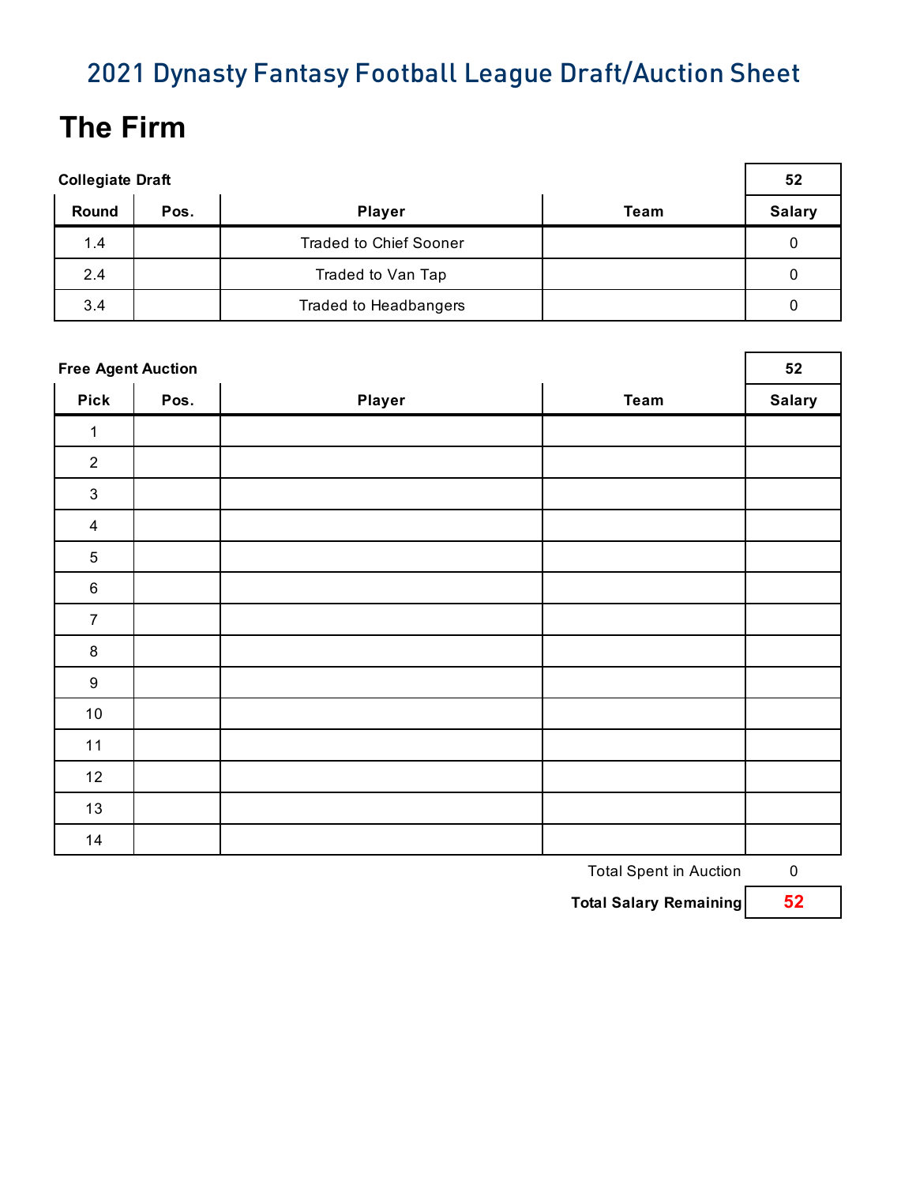# 2021 Dynasty Fantasy Football League Draft/Auction Sheet

## The Firm

**Collegiate Draft**

| | | | | 52 |
|---|---|---|---|---|
| **Round** | **Pos.** | **Player** | **Team** | **Salary** |
| 1.4 | | Traded to Chief Sooner | | 0 |
| 2.4 | | Traded to Van Tap | | 0 |
| 3.4 | | Traded to Headbangers | | 0 |

**Free Agent Auction**

| | | | | 52 |
|---|---|---|---|---|
| **Pick** | **Pos.** | **Player** | **Team** | **Salary** |
| 1 | | | | |
| 2 | | | | |
| 3 | | | | |
| 4 | | | | |
| 5 | | | | |
| 6 | | | | |
| 7 | | | | |
| 8 | | | | |
| 9 | | | | |
| 10 | | | | |
| 11 | | | | |
| 12 | | | | |
| 13 | | | | |
| 14 | | | | |

Total Spent in Auction: 0

**Total Salary Remaining: 52**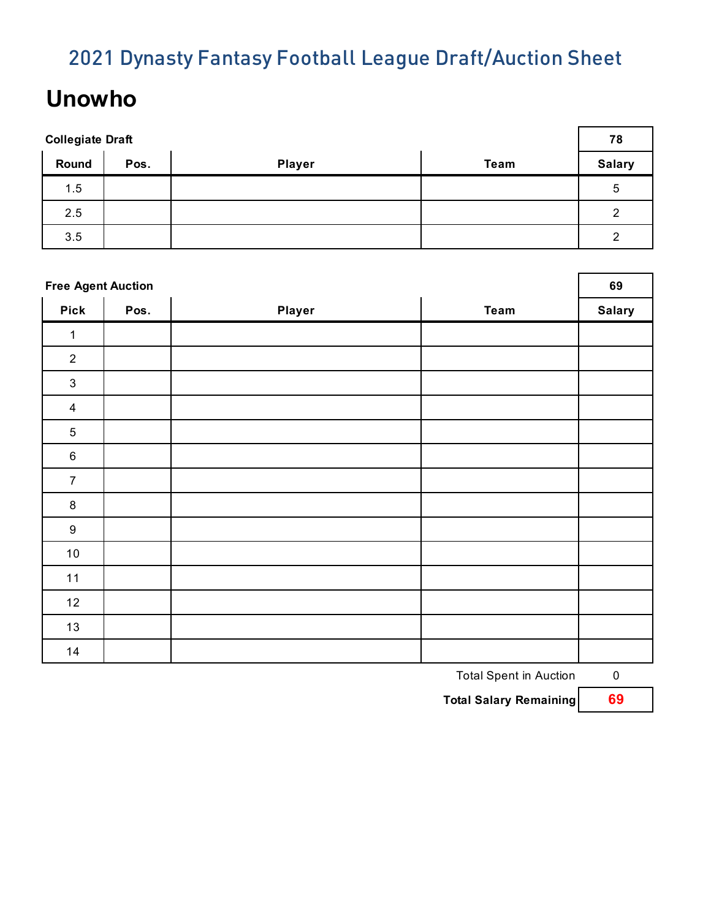# 2021 Dynasty Fantasy Football League Draft/Auction Sheet

## Unowho

**Collegiate Draft**

| Round | Pos. | Player | Team | Salary |
|---|---|---|---|---|
| | | | | 78 |
| 1.5 | | | | 5 |
| 2.5 | | | | 2 |
| 3.5 | | | | 2 |

**Free Agent Auction**

| Pick | Pos. | Player | Team | Salary |
|---|---|---|---|---|
| | | | | 69 |
| 1 | | | | |
| 2 | | | | |
| 3 | | | | |
| 4 | | | | |
| 5 | | | | |
| 6 | | | | |
| 7 | | | | |
| 8 | | | | |
| 9 | | | | |
| 10 | | | | |
| 11 | | | | |
| 12 | | | | |
| 13 | | | | |
| 14 | | | | |

Total Spent in Auction: 0

**Total Salary Remaining: 69**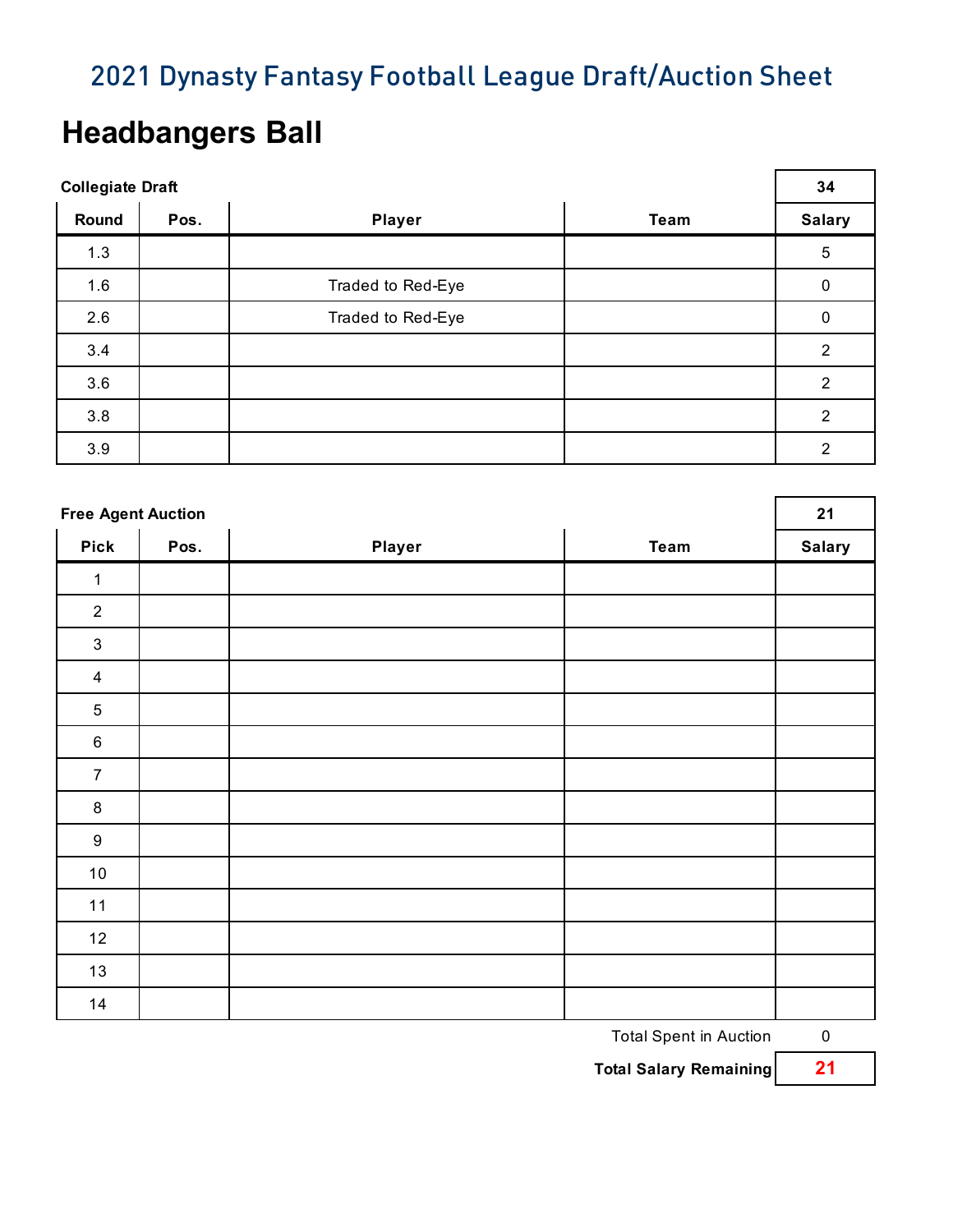# 2021 Dynasty Fantasy Football League Draft/Auction Sheet

## Headbangers Ball

**Collegiate Draft**

| Round | Pos. | Player | Team | 34<br>Salary |
|---|---|---|---|---|
| 1.3 | | | | 5 |
| 1.6 | | Traded to Red-Eye | | 0 |
| 2.6 | | Traded to Red-Eye | | 0 |
| 3.4 | | | | 2 |
| 3.6 | | | | 2 |
| 3.8 | | | | 2 |
| 3.9 | | | | 2 |

**Free Agent Auction**

| Pick | Pos. | Player | Team | 21<br>Salary |
|---|---|---|---|---|
| 1 | | | | |
| 2 | | | | |
| 3 | | | | |
| 4 | | | | |
| 5 | | | | |
| 6 | | | | |
| 7 | | | | |
| 8 | | | | |
| 9 | | | | |
| 10 | | | | |
| 11 | | | | |
| 12 | | | | |
| 13 | | | | |
| 14 | | | | |

Total Spent in Auction: 0

**Total Salary Remaining: 21**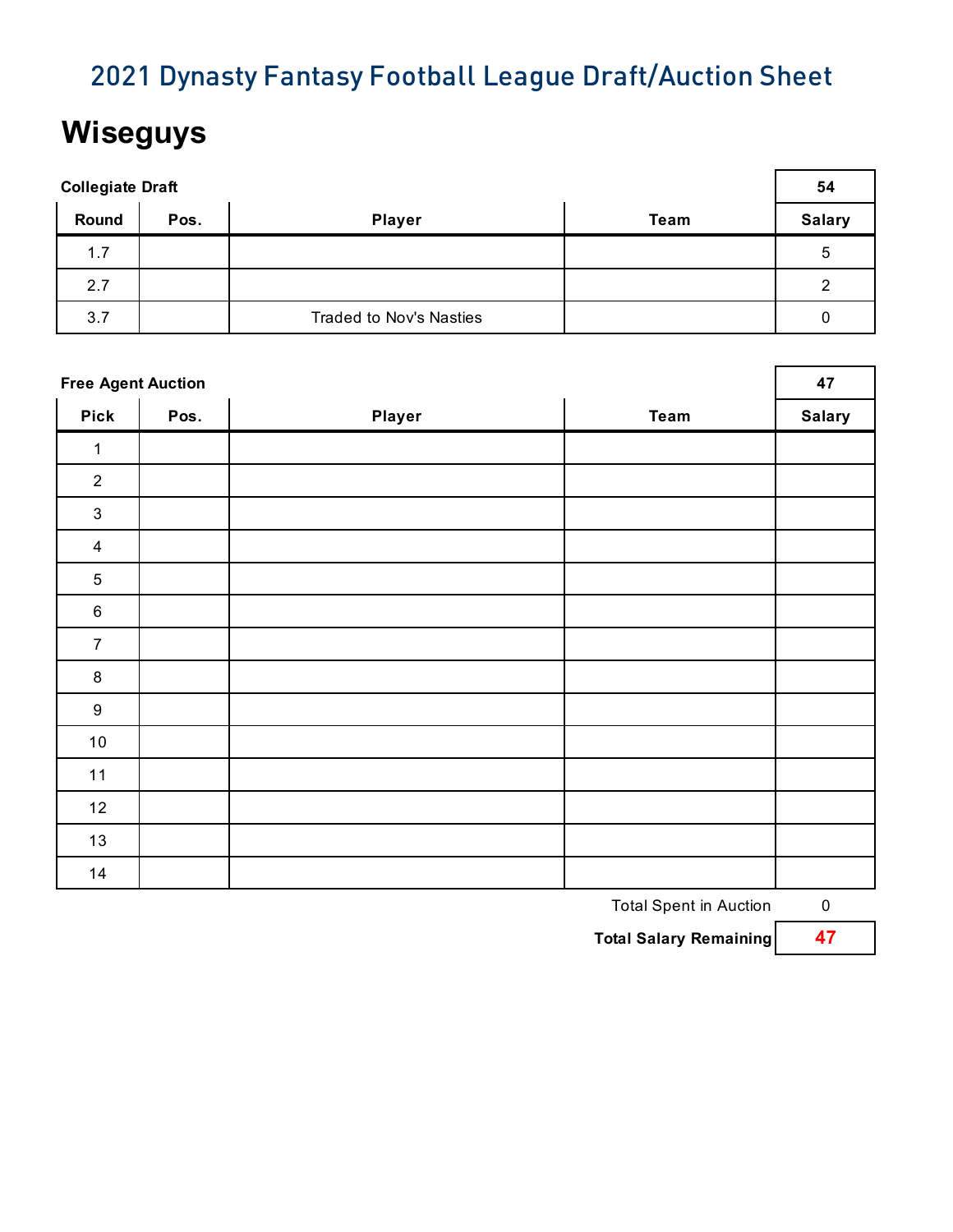# 2021 Dynasty Fantasy Football League Draft/Auction Sheet

## Wiseguys

**Collegiate Draft**

| Round | Pos. | Player | Team | Salary |
|---|---|---|---|---|
| | | | | 54 |
| 1.7 | | | | 5 |
| 2.7 | | | | 2 |
| 3.7 | | Traded to Nov's Nasties | | 0 |

**Free Agent Auction**

| Pick | Pos. | Player | Team | Salary |
|---|---|---|---|---|
| | | | | 47 |
| 1 | | | | |
| 2 | | | | |
| 3 | | | | |
| 4 | | | | |
| 5 | | | | |
| 6 | | | | |
| 7 | | | | |
| 8 | | | | |
| 9 | | | | |
| 10 | | | | |
| 11 | | | | |
| 12 | | | | |
| 13 | | | | |
| 14 | | | | |

Total Spent in Auction: 0

**Total Salary Remaining: 47**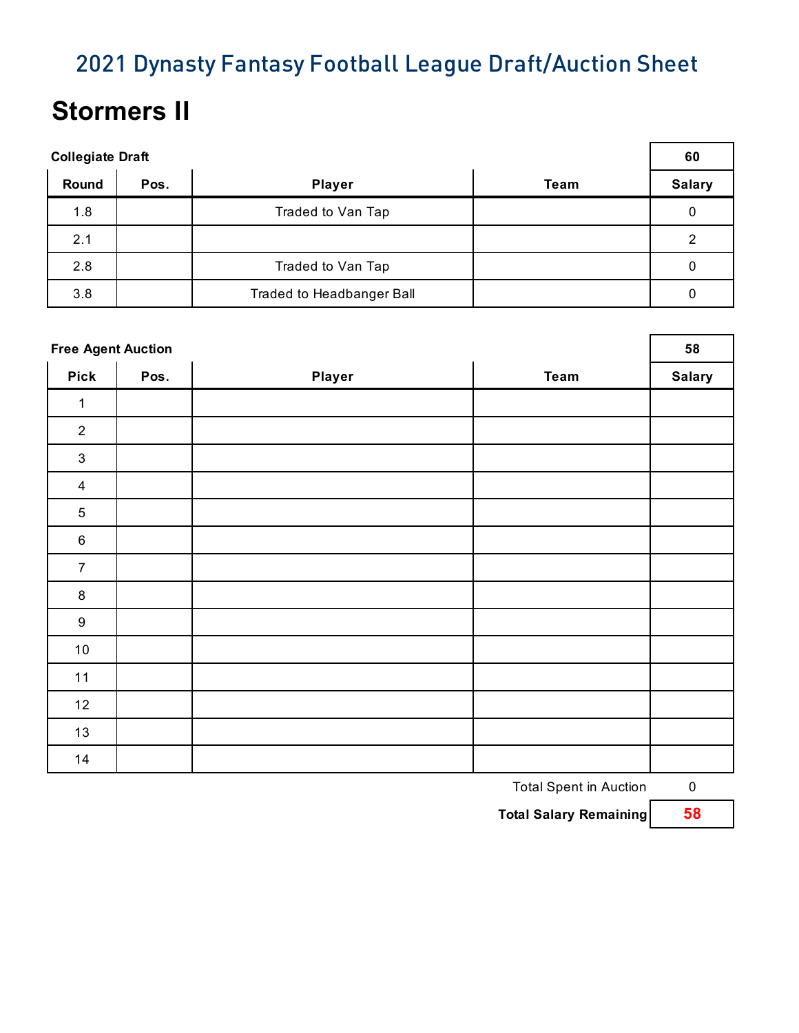## 2021 Dynasty Fantasy Football League Draft/Auction Sheet

# Stormers II

**Collegiate Draft**

| | | | | 60 |
|---|---|---|---|---|
| **Round** | **Pos.** | **Player** | **Team** | **Salary** |
| 1.8 | | Traded to Van Tap | | 0 |
| 2.1 | | | | 2 |
| 2.8 | | Traded to Van Tap | | 0 |
| 3.8 | | Traded to Headbanger Ball | | 0 |

**Free Agent Auction**

| | | | | 58 |
|---|---|---|---|---|
| **Pick** | **Pos.** | **Player** | **Team** | **Salary** |
| 1 | | | | |
| 2 | | | | |
| 3 | | | | |
| 4 | | | | |
| 5 | | | | |
| 6 | | | | |
| 7 | | | | |
| 8 | | | | |
| 9 | | | | |
| 10 | | | | |
| 11 | | | | |
| 12 | | | | |
| 13 | | | | |
| 14 | | | | |

Total Spent in Auction: 0

**Total Salary Remaining: 58**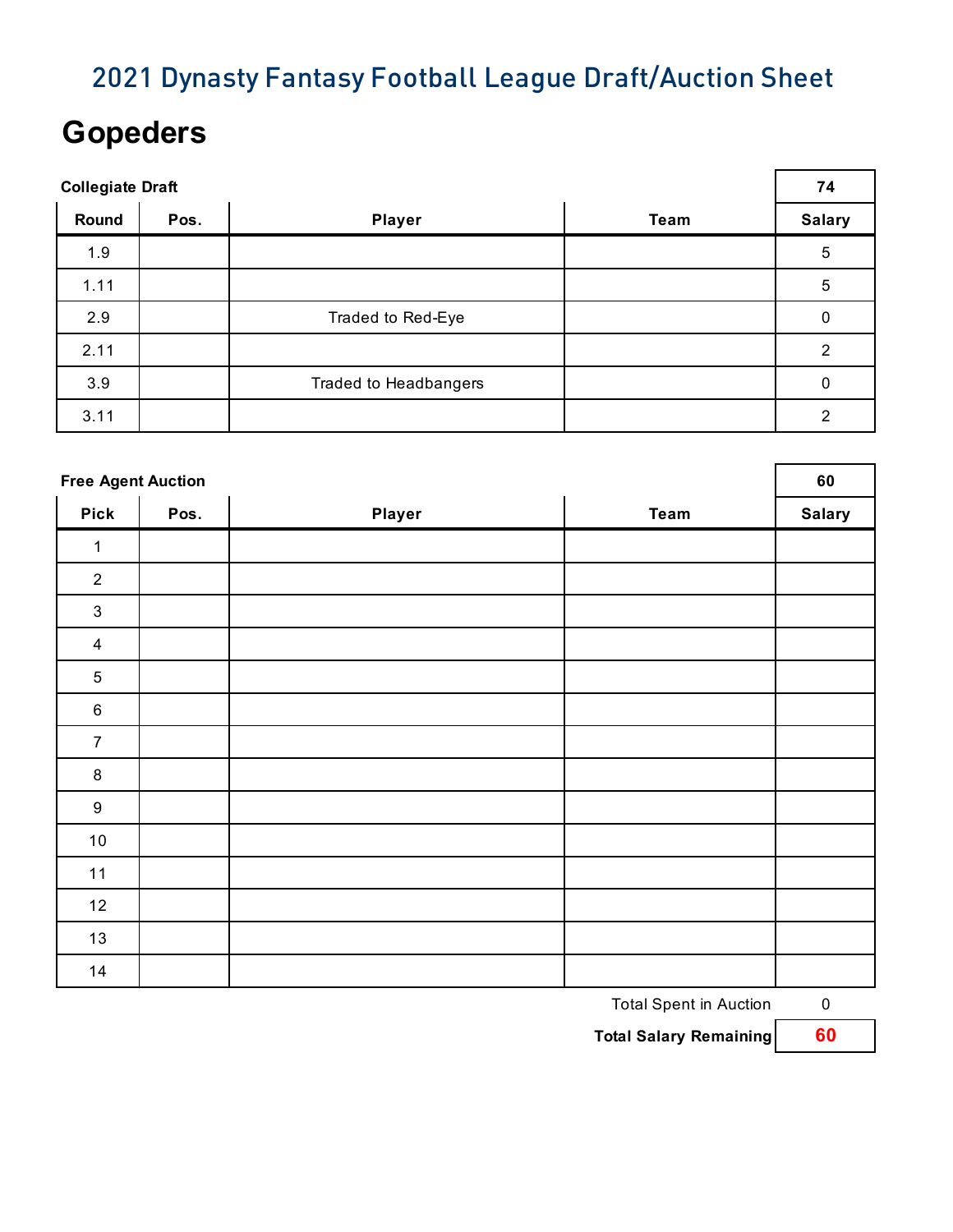# 2021 Dynasty Fantasy Football League Draft/Auction Sheet

## Gopeders

**Collegiate Draft**

| Round | Pos. | Player | Team | 74<br>Salary |
|---|---|---|---|---|
| 1.9 | | | | 5 |
| 1.11 | | | | 5 |
| 2.9 | | Traded to Red-Eye | | 0 |
| 2.11 | | | | 2 |
| 3.9 | | Traded to Headbangers | | 0 |
| 3.11 | | | | 2 |

**Free Agent Auction**

| Pick | Pos. | Player | Team | 60<br>Salary |
|---|---|---|---|---|
| 1 | | | | |
| 2 | | | | |
| 3 | | | | |
| 4 | | | | |
| 5 | | | | |
| 6 | | | | |
| 7 | | | | |
| 8 | | | | |
| 9 | | | | |
| 10 | | | | |
| 11 | | | | |
| 12 | | | | |
| 13 | | | | |
| 14 | | | | |

Total Spent in Auction: 0

**Total Salary Remaining: 60**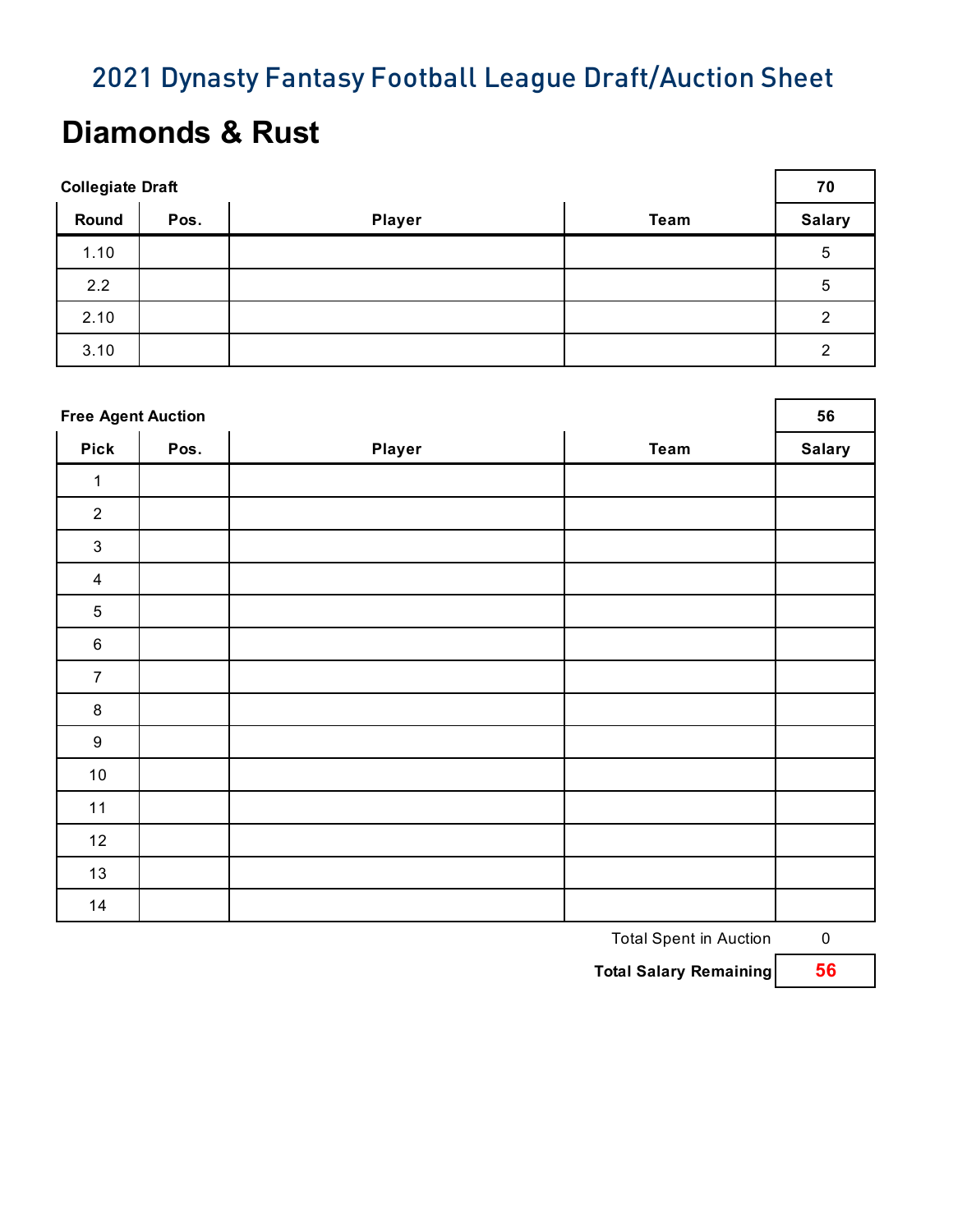# 2021 Dynasty Fantasy Football League Draft/Auction Sheet

## Diamonds & Rust

**Collegiate Draft**

| Round | Pos. | Player | Team | Salary |
|---|---|---|---|---|
| | | | | 70 |
| 1.10 | | | | 5 |
| 2.2 | | | | 5 |
| 2.10 | | | | 2 |
| 3.10 | | | | 2 |

**Free Agent Auction**

| Pick | Pos. | Player | Team | Salary |
|---|---|---|---|---|
| | | | | 56 |
| 1 | | | | |
| 2 | | | | |
| 3 | | | | |
| 4 | | | | |
| 5 | | | | |
| 6 | | | | |
| 7 | | | | |
| 8 | | | | |
| 9 | | | | |
| 10 | | | | |
| 11 | | | | |
| 12 | | | | |
| 13 | | | | |
| 14 | | | | |

Total Spent in Auction: 0

**Total Salary Remaining: 56**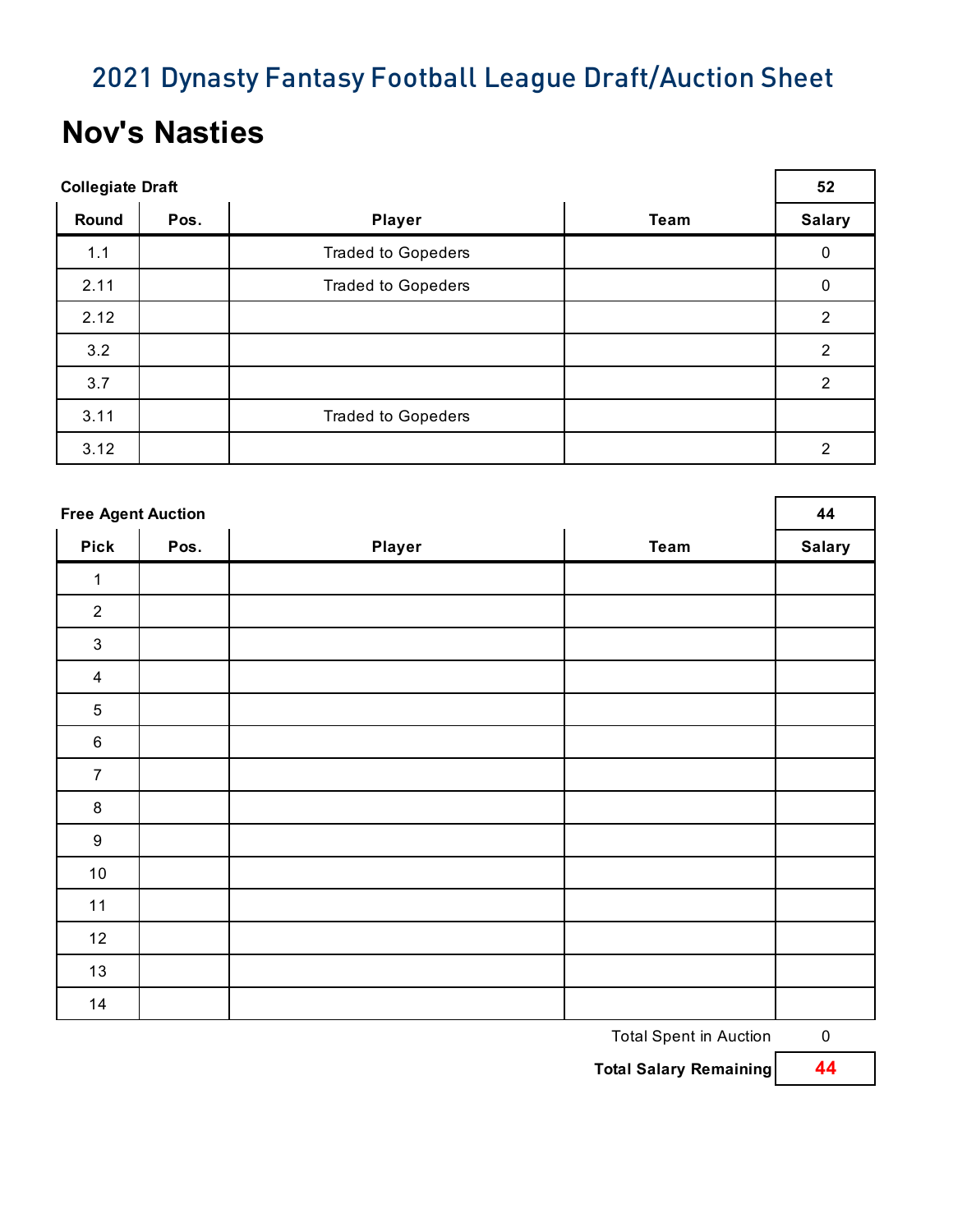## 2021 Dynasty Fantasy Football League Draft/Auction Sheet

# Nov's Nasties

**Collegiate Draft**

| Round | Pos. | Player | Team | 52<br>Salary |
|---|---|---|---|---|
| 1.1 | | Traded to Gopeders | | 0 |
| 2.11 | | Traded to Gopeders | | 0 |
| 2.12 | | | | 2 |
| 3.2 | | | | 2 |
| 3.7 | | | | 2 |
| 3.11 | | Traded to Gopeders | | |
| 3.12 | | | | 2 |

**Free Agent Auction**

| Pick | Pos. | Player | Team | 44<br>Salary |
|---|---|---|---|---|
| 1 | | | | |
| 2 | | | | |
| 3 | | | | |
| 4 | | | | |
| 5 | | | | |
| 6 | | | | |
| 7 | | | | |
| 8 | | | | |
| 9 | | | | |
| 10 | | | | |
| 11 | | | | |
| 12 | | | | |
| 13 | | | | |
| 14 | | | | |

Total Spent in Auction: 0

**Total Salary Remaining: 44**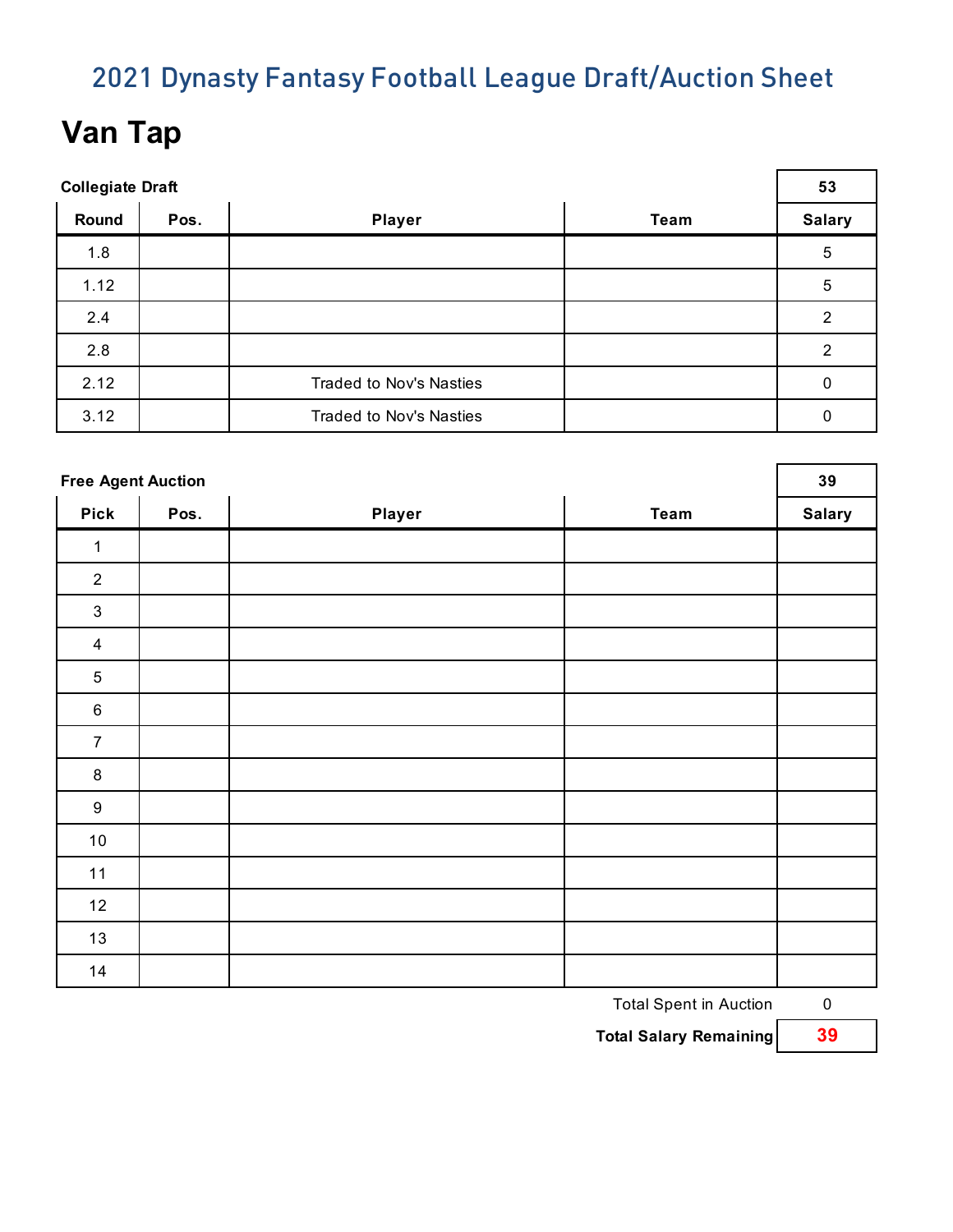# 2021 Dynasty Fantasy Football League Draft/Auction Sheet

## Van Tap

**Collegiate Draft**

| Round | Pos. | Player | Team | 53<br>Salary |
|---|---|---|---|---|
| 1.8 | | | | 5 |
| 1.12 | | | | 5 |
| 2.4 | | | | 2 |
| 2.8 | | | | 2 |
| 2.12 | | Traded to Nov's Nasties | | 0 |
| 3.12 | | Traded to Nov's Nasties | | 0 |

**Free Agent Auction**

| Pick | Pos. | Player | Team | 39<br>Salary |
|---|---|---|---|---|
| 1 | | | | |
| 2 | | | | |
| 3 | | | | |
| 4 | | | | |
| 5 | | | | |
| 6 | | | | |
| 7 | | | | |
| 8 | | | | |
| 9 | | | | |
| 10 | | | | |
| 11 | | | | |
| 12 | | | | |
| 13 | | | | |
| 14 | | | | |

Total Spent in Auction: 0

**Total Salary Remaining: 39**